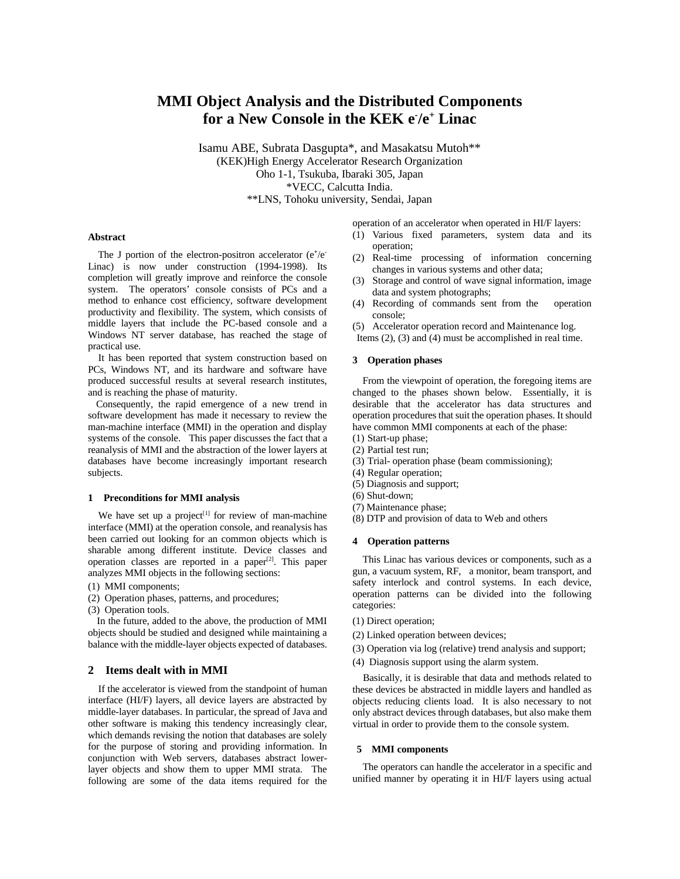// This is the transcription of the single-page OCR of a 3-page document

# MMI Object Analysis and the Distributed Components for a New Console in the KEK $e^-/e^+$ Linac

Isamu ABE, Subrata Dasgupta*, and Masakatsu Mutoh**
(KEK)High Energy Accelerator Research Organization
Oho 1-1, Tsukuba, Ibaraki 305, Japan
*VECC, Calcutta India.
**LNS, Tohoku university, Sendai, Japan

### Abstract

The J portion of the electron-positron accelerator ($e^+/e^-$ Linac) is now under construction (1994-1998). Its completion will greatly improve and reinforce the console system. The operators' console consists of PCs and a method to enhance cost efficiency, software development productivity and flexibility. The system, which consists of middle layers that include the PC-based console and a Windows NT server database, has reached the stage of practical use.

It has been reported that system construction based on PCs, Windows NT, and its hardware and software have produced successful results at several research institutes, and is reaching the phase of maturity.

Consequently, the rapid emergence of a new trend in software development has made it necessary to review the man-machine interface (MMI) in the operation and display systems of the console. This paper discusses the fact that a reanalysis of MMI and the abstraction of the lower layers at databases have become increasingly important research subjects.

### 1 Preconditions for MMI analysis

We have set up a project[1] for review of man-machine interface (MMI) at the operation console, and reanalysis has been carried out looking for an common objects which is sharable among different institute. Device classes and operation classes are reported in a paper[2]. This paper analyzes MMI objects in the following sections:

(1) MMI components;
(2) Operation phases, patterns, and procedures;
(3) Operation tools.

In the future, added to the above, the production of MMI objects should be studied and designed while maintaining a balance with the middle-layer objects expected of databases.

## 2 Items dealt with in MMI

If the accelerator is viewed from the standpoint of human interface (HI/F) layers, all device layers are abstracted by middle-layer databases. In particular, the spread of Java and other software is making this tendency increasingly clear, which demands revising the notion that databases are solely for the purpose of storing and providing information. In conjunction with Web servers, databases abstract lower-layer objects and show them to upper MMI strata. The following are some of the data items required for the operation of an accelerator when operated in HI/F layers:

(1) Various fixed parameters, system data and its operation;
(2) Real-time processing of information concerning changes in various systems and other data;
(3) Storage and control of wave signal information, image data and system photographs;
(4) Recording of commands sent from the operation console;
(5) Accelerator operation record and Maintenance log.

Items (2), (3) and (4) must be accomplished in real time.

### 3 Operation phases

From the viewpoint of operation, the foregoing items are changed to the phases shown below. Essentially, it is desirable that the accelerator has data structures and operation procedures that suit the operation phases. It should have common MMI components at each of the phase:

(1) Start-up phase;
(2) Partial test run;
(3) Trial- operation phase (beam commissioning);
(4) Regular operation;
(5) Diagnosis and support;
(6) Shut-down;
(7) Maintenance phase;
(8) DTP and provision of data to Web and others

### 4 Operation patterns

This Linac has various devices or components, such as a gun, a vacuum system, RF, a monitor, beam transport, and safety interlock and control systems. In each device, operation patterns can be divided into the following categories:

(1) Direct operation;
(2) Linked operation between devices;
(3) Operation via log (relative) trend analysis and support;
(4) Diagnosis support using the alarm system.

Basically, it is desirable that data and methods related to these devices be abstracted in middle layers and handled as objects reducing clients load. It is also necessary to not only abstract devices through databases, but also make them virtual in order to provide them to the console system.

### 5 MMI components

The operators can handle the accelerator in a specific and unified manner by operating it in HI/F layers using actual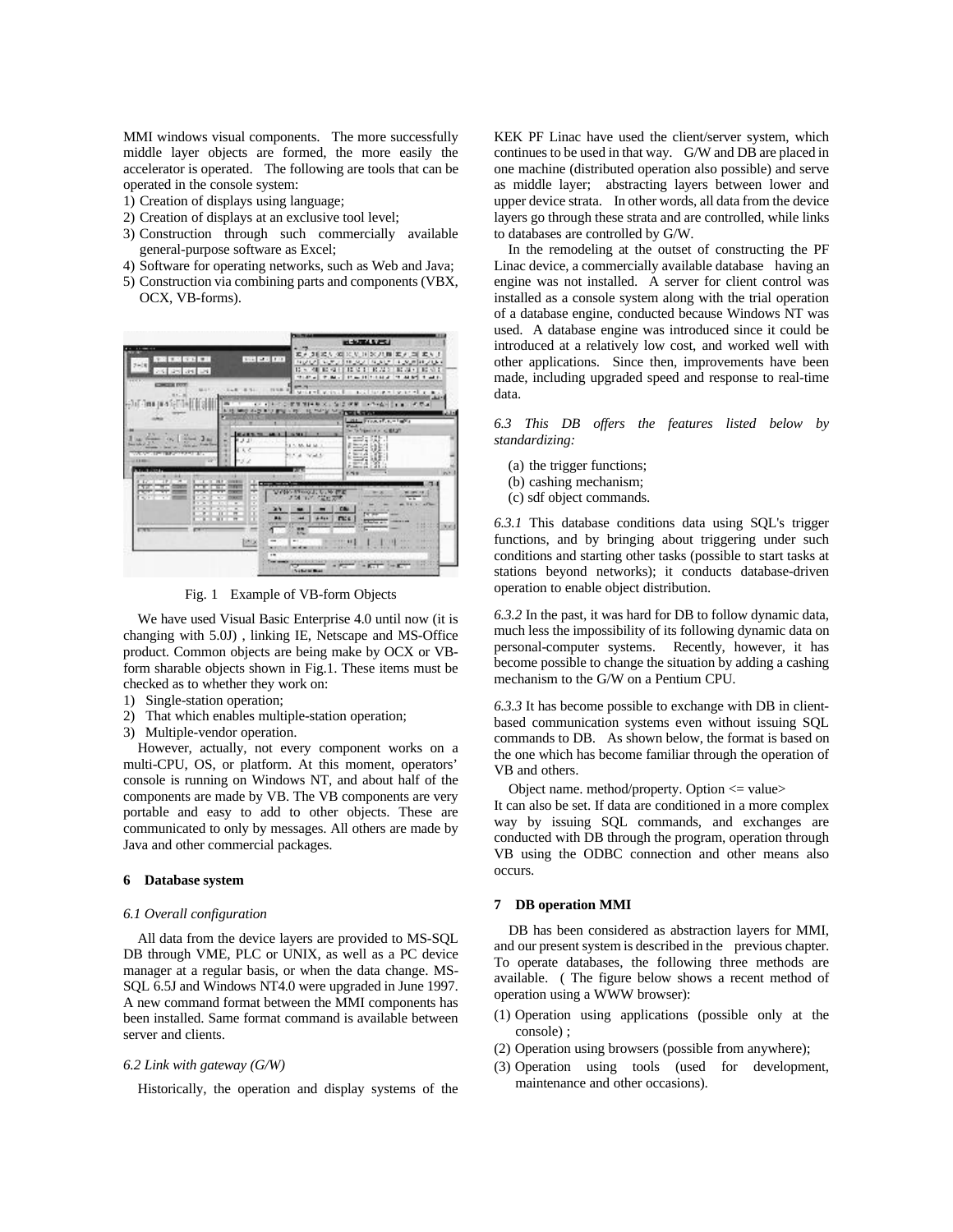MMI windows visual components. The more successfully middle layer objects are formed, the more easily the accelerator is operated. The following are tools that can be operated in the console system:

1) Creation of displays using language;
2) Creation of displays at an exclusive tool level;
3) Construction through such commercially available general-purpose software as Excel;
4) Software for operating networks, such as Web and Java;
5) Construction via combining parts and components (VBX, OCX, VB-forms).

Fig. 1 Example of VB-form Objects

We have used Visual Basic Enterprise 4.0 until now (it is changing with 5.0J) , linking IE, Netscape and MS-Office product. Common objects are being make by OCX or VB-form sharable objects shown in Fig.1. These items must be checked as to whether they work on:

1) Single-station operation;
2) That which enables multiple-station operation;
3) Multiple-vendor operation.

However, actually, not every component works on a multi-CPU, OS, or platform. At this moment, operators' console is running on Windows NT, and about half of the components are made by VB. The VB components are very portable and easy to add to other objects. These are communicated to only by messages. All others are made by Java and other commercial packages.

## 6 Database system

### *6.1 Overall configuration*

All data from the device layers are provided to MS-SQL DB through VME, PLC or UNIX, as well as a PC device manager at a regular basis, or when the data change. MS-SQL 6.5J and Windows NT4.0 were upgraded in June 1997. A new command format between the MMI components has been installed. Same format command is available between server and clients.

### *6.2 Link with gateway (G/W)*

Historically, the operation and display systems of the KEK PF Linac have used the client/server system, which continues to be used in that way. G/W and DB are placed in one machine (distributed operation also possible) and serve as middle layer; abstracting layers between lower and upper device strata. In other words, all data from the device layers go through these strata and are controlled, while links to databases are controlled by G/W.

In the remodeling at the outset of constructing the PF Linac device, a commercially available database having an engine was not installed. A server for client control was installed as a console system along with the trial operation of a database engine, conducted because Windows NT was used. A database engine was introduced since it could be introduced at a relatively low cost, and worked well with other applications. Since then, improvements have been made, including upgraded speed and response to real-time data.

### *6.3 This DB offers the features listed below by standardizing:*

(a) the trigger functions;
(b) cashing mechanism;
(c) sdf object commands.

*6.3.1* This database conditions data using SQL's trigger functions, and by bringing about triggering under such conditions and starting other tasks (possible to start tasks at stations beyond networks); it conducts database-driven operation to enable object distribution.

*6.3.2* In the past, it was hard for DB to follow dynamic data, much less the impossibility of its following dynamic data on personal-computer systems. Recently, however, it has become possible to change the situation by adding a cashing mechanism to the G/W on a Pentium CPU.

*6.3.3* It has become possible to exchange with DB in client-based communication systems even without issuing SQL commands to DB. As shown below, the format is based on the one which has become familiar through the operation of VB and others.

Object name. method/property. Option <= value>

It can also be set. If data are conditioned in a more complex way by issuing SQL commands, and exchanges are conducted with DB through the program, operation through VB using the ODBC connection and other means also occurs.

## 7 DB operation MMI

DB has been considered as abstraction layers for MMI, and our present system is described in the previous chapter. To operate databases, the following three methods are available. ( The figure below shows a recent method of operation using a WWW browser):

(1) Operation using applications (possible only at the console) ;
(2) Operation using browsers (possible from anywhere);
(3) Operation using tools (used for development, maintenance and other occasions).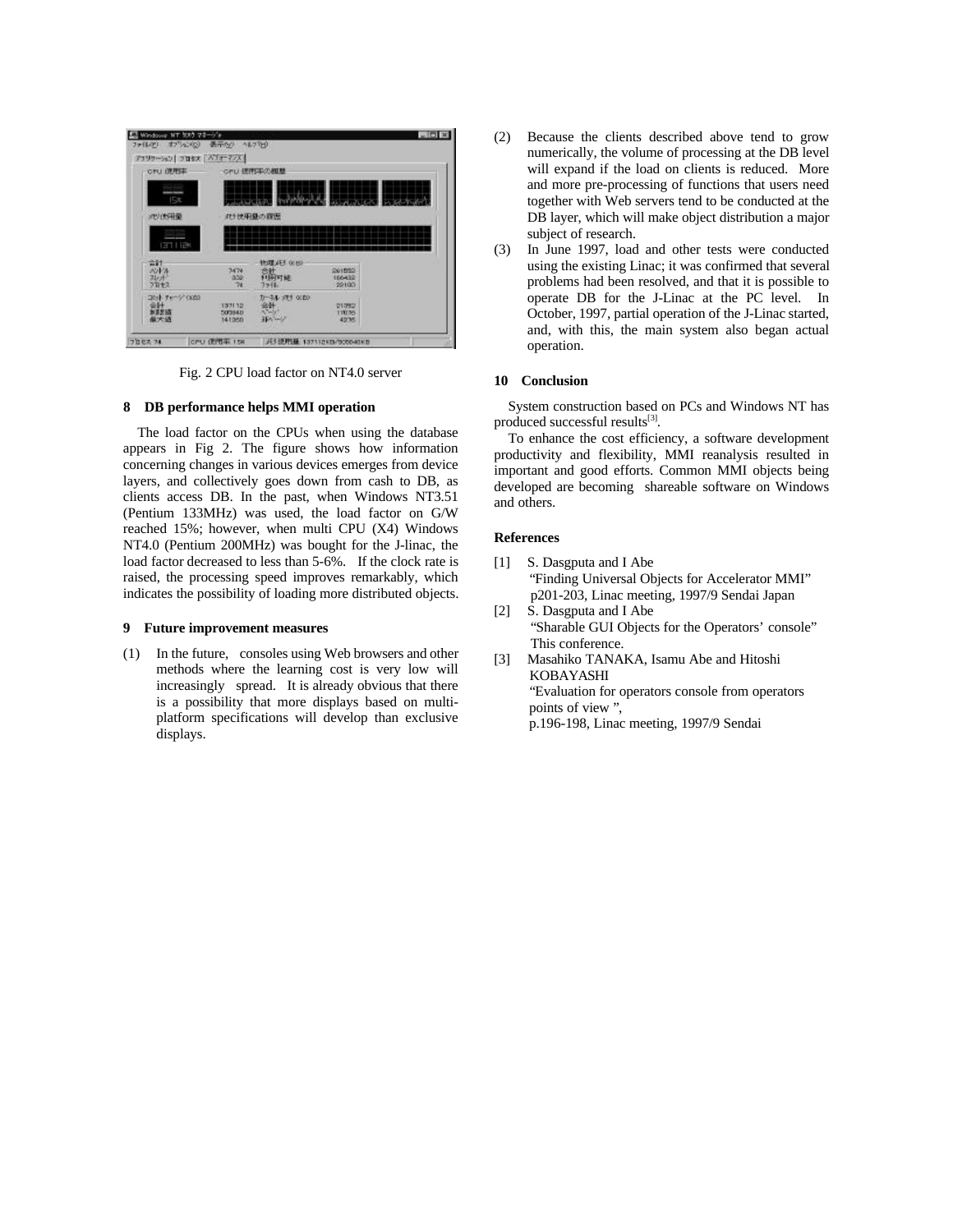Fig. 2 CPU load factor on NT4.0 server

### 8 DB performance helps MMI operation

The load factor on the CPUs when using the database appears in Fig 2. The figure shows how information concerning changes in various devices emerges from device layers, and collectively goes down from cash to DB, as clients access DB. In the past, when Windows NT3.51 (Pentium 133MHz) was used, the load factor on G/W reached 15%; however, when multi CPU (X4) Windows NT4.0 (Pentium 200MHz) was bought for the J-linac, the load factor decreased to less than 5-6%. If the clock rate is raised, the processing speed improves remarkably, which indicates the possibility of loading more distributed objects.

### 9 Future improvement measures

(1) In the future, consoles using Web browsers and other methods where the learning cost is very low will increasingly spread. It is already obvious that there is a possibility that more displays based on multi-platform specifications will develop than exclusive displays.

(2) Because the clients described above tend to grow numerically, the volume of processing at the DB level will expand if the load on clients is reduced. More and more pre-processing of functions that users need together with Web servers tend to be conducted at the DB layer, which will make object distribution a major subject of research.

(3) In June 1997, load and other tests were conducted using the existing Linac; it was confirmed that several problems had been resolved, and that it is possible to operate DB for the J-Linac at the PC level. In October, 1997, partial operation of the J-Linac started, and, with this, the main system also began actual operation.

### 10 Conclusion

System construction based on PCs and Windows NT has produced successful results[3].

To enhance the cost efficiency, a software development productivity and flexibility, MMI reanalysis resulted in important and good efforts. Common MMI objects being developed are becoming shareable software on Windows and others.

### References

[1] S. Dasgputa and I Abe
"Finding Universal Objects for Accelerator MMI"
p201-203, Linac meeting, 1997/9 Sendai Japan

[2] S. Dasgputa and I Abe
"Sharable GUI Objects for the Operators' console"
This conference.

[3] Masahiko TANAKA, Isamu Abe and Hitoshi KOBAYASHI
"Evaluation for operators console from operators points of view ",
p.196-198, Linac meeting, 1997/9 Sendai